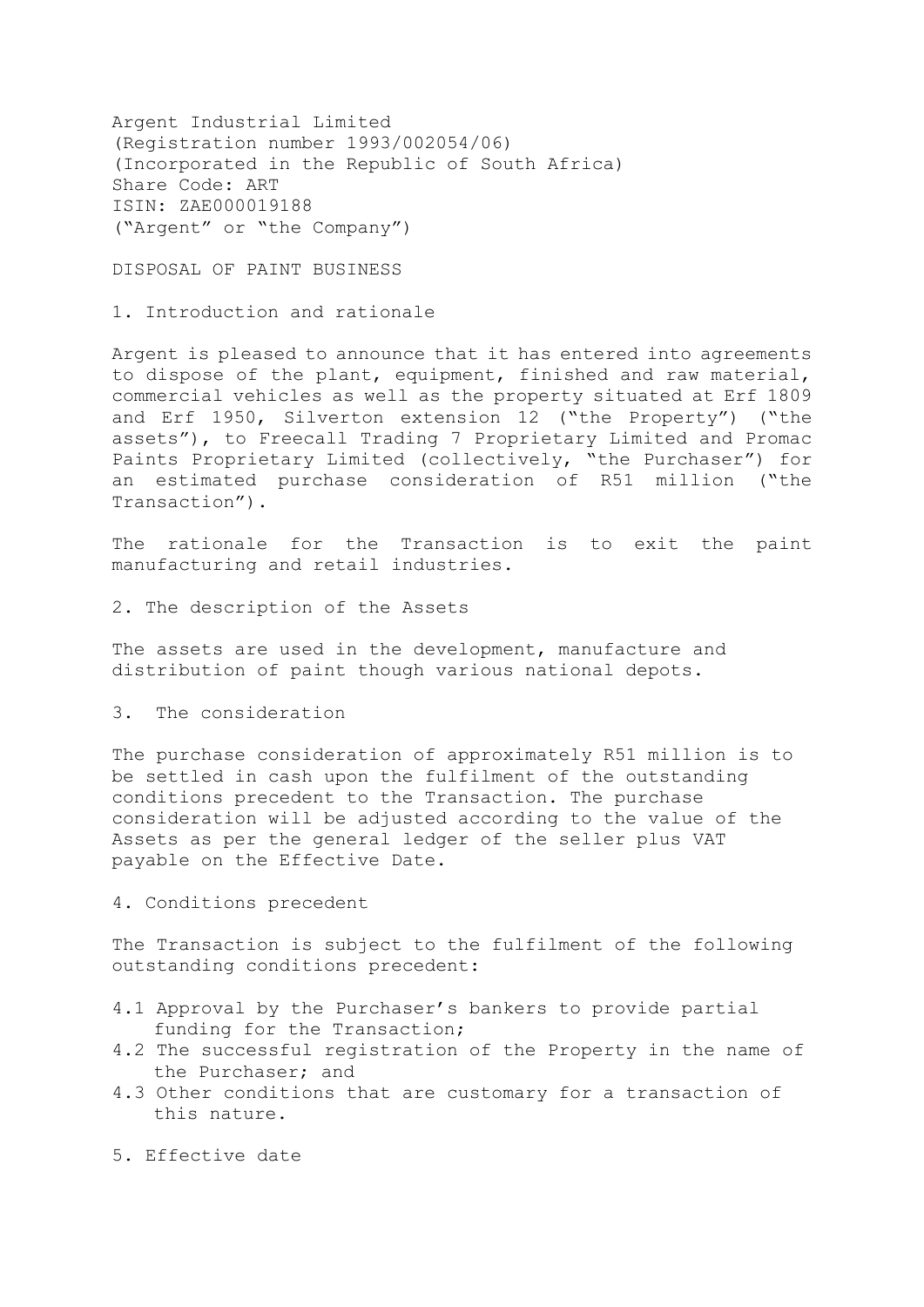Argent Industrial Limited  
(Registration number 1993/002054/06)  
(Incorporated in the Republic of South Africa)  
Share Code: ART  
ISIN: ZAE000019188  
("Argent" or "the Company")

## DISPOSAL OF PAINT BUSINESS

### 1. Introduction and rationale

Argent is pleased to announce that it has entered into agreements to dispose of the plant, equipment, finished and raw material, commercial vehicles as well as the property situated at Erf 1809 and Erf 1950, Silverton extension 12 ("the Property") ("the assets"), to Freecall Trading 7 Proprietary Limited and Promac Paints Proprietary Limited (collectively, "the Purchaser") for an estimated purchase consideration of R51 million ("the Transaction").

The rationale for the Transaction is to exit the paint manufacturing and retail industries.

### 2. The description of the Assets

The assets are used in the development, manufacture and distribution of paint though various national depots.

### 3. The consideration

The purchase consideration of approximately R51 million is to be settled in cash upon the fulfilment of the outstanding conditions precedent to the Transaction. The purchase consideration will be adjusted according to the value of the Assets as per the general ledger of the seller plus VAT payable on the Effective Date.

### 4. Conditions precedent

The Transaction is subject to the fulfilment of the following outstanding conditions precedent:

4.1 Approval by the Purchaser's bankers to provide partial funding for the Transaction;  
4.2 The successful registration of the Property in the name of the Purchaser; and  
4.3 Other conditions that are customary for a transaction of this nature.

### 5. Effective date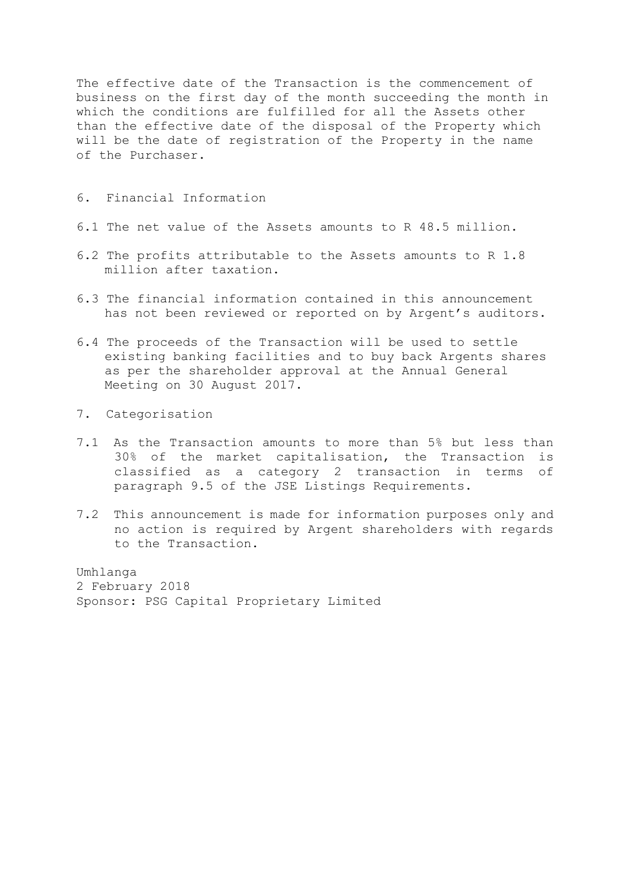The effective date of the Transaction is the commencement of business on the first day of the month succeeding the month in which the conditions are fulfilled for all the Assets other than the effective date of the disposal of the Property which will be the date of registration of the Property in the name of the Purchaser.

## 6. Financial Information

6.1 The net value of the Assets amounts to R 48.5 million.

6.2 The profits attributable to the Assets amounts to R 1.8 million after taxation.

6.3 The financial information contained in this announcement has not been reviewed or reported on by Argent's auditors.

6.4 The proceeds of the Transaction will be used to settle existing banking facilities and to buy back Argents shares as per the shareholder approval at the Annual General Meeting on 30 August 2017.

## 7. Categorisation

7.1 As the Transaction amounts to more than 5% but less than 30% of the market capitalisation, the Transaction is classified as a category 2 transaction in terms of paragraph 9.5 of the JSE Listings Requirements.

7.2 This announcement is made for information purposes only and no action is required by Argent shareholders with regards to the Transaction.

Umhlanga
2 February 2018
Sponsor: PSG Capital Proprietary Limited